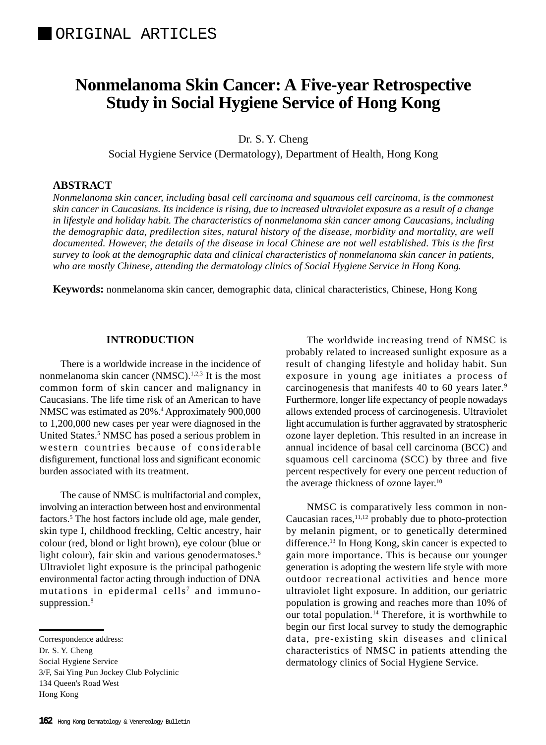ORIGINAL ARTICLES

# Nonmelanoma Skin Cancer: A Five-year Retrospective Study in Social Hygiene Service of Hong Kong

Dr. S. Y. Cheng

Social Hygiene Service (Dermatology), Department of Health, Hong Kong

## ABSTRACT

*Nonmelanoma skin cancer, including basal cell carcinoma and squamous cell carcinoma, is the commonest skin cancer in Caucasians. Its incidence is rising, due to increased ultraviolet exposure as a result of a change in lifestyle and holiday habit. The characteristics of nonmelanoma skin cancer among Caucasians, including the demographic data, predilection sites, natural history of the disease, morbidity and mortality, are well documented. However, the details of the disease in local Chinese are not well established. This is the first survey to look at the demographic data and clinical characteristics of nonmelanoma skin cancer in patients, who are mostly Chinese, attending the dermatology clinics of Social Hygiene Service in Hong Kong.*

**Keywords:** nonmelanoma skin cancer, demographic data, clinical characteristics, Chinese, Hong Kong

## INTRODUCTION

There is a worldwide increase in the incidence of nonmelanoma skin cancer (NMSC).[1,2,3] It is the most common form of skin cancer and malignancy in Caucasians. The life time risk of an American to have NMSC was estimated as 20%.[4] Approximately 900,000 to 1,200,000 new cases per year were diagnosed in the United States.[5] NMSC has posed a serious problem in western countries because of considerable disfigurement, functional loss and significant economic burden associated with its treatment.

The cause of NMSC is multifactorial and complex, involving an interaction between host and environmental factors.[5] The host factors include old age, male gender, skin type I, childhood freckling, Celtic ancestry, hair colour (red, blond or light brown), eye colour (blue or light colour), fair skin and various genodermatoses.[6] Ultraviolet light exposure is the principal pathogenic environmental factor acting through induction of DNA mutations in epidermal cells[7] and immuno-suppression.[8]

The worldwide increasing trend of NMSC is probably related to increased sunlight exposure as a result of changing lifestyle and holiday habit. Sun exposure in young age initiates a process of carcinogenesis that manifests 40 to 60 years later.[9] Furthermore, longer life expectancy of people nowadays allows extended process of carcinogenesis. Ultraviolet light accumulation is further aggravated by stratospheric ozone layer depletion. This resulted in an increase in annual incidence of basal cell carcinoma (BCC) and squamous cell carcinoma (SCC) by three and five percent respectively for every one percent reduction of the average thickness of ozone layer.[10]

NMSC is comparatively less common in non-Caucasian races,[11,12] probably due to photo-protection by melanin pigment, or to genetically determined difference.[13] In Hong Kong, skin cancer is expected to gain more importance. This is because our younger generation is adopting the western life style with more outdoor recreational activities and hence more ultraviolet light exposure. In addition, our geriatric population is growing and reaches more than 10% of our total population.[14] Therefore, it is worthwhile to begin our first local survey to study the demographic data, pre-existing skin diseases and clinical characteristics of NMSC in patients attending the dermatology clinics of Social Hygiene Service.

Correspondence address:
Dr. S. Y. Cheng
Social Hygiene Service
3/F, Sai Ying Pun Jockey Club Polyclinic
134 Queen's Road West
Hong Kong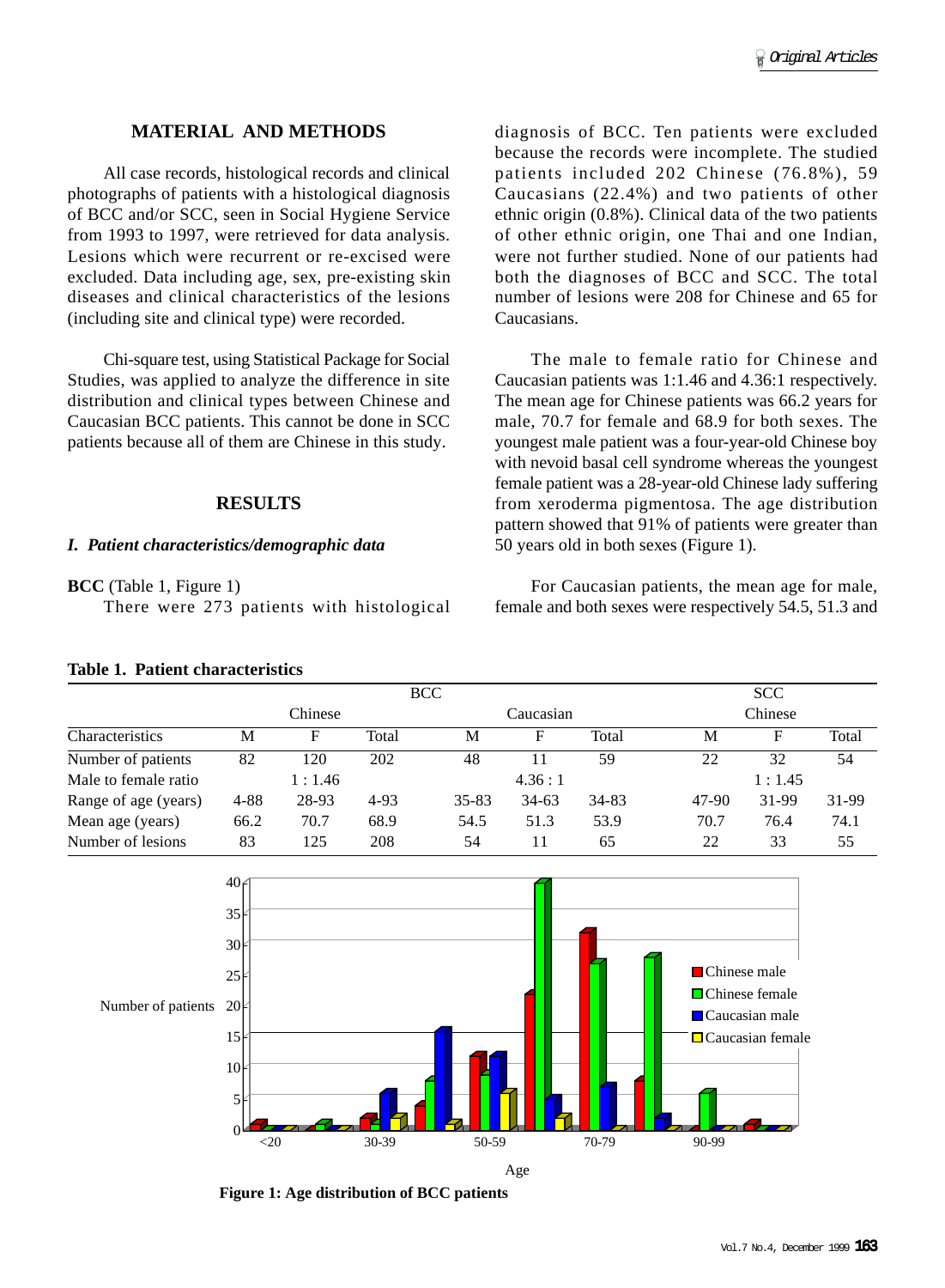## MATERIAL AND METHODS

All case records, histological records and clinical photographs of patients with a histological diagnosis of BCC and/or SCC, seen in Social Hygiene Service from 1993 to 1997, were retrieved for data analysis. Lesions which were recurrent or re-excised were excluded. Data including age, sex, pre-existing skin diseases and clinical characteristics of the lesions (including site and clinical type) were recorded.

Chi-square test, using Statistical Package for Social Studies, was applied to analyze the difference in site distribution and clinical types between Chinese and Caucasian BCC patients. This cannot be done in SCC patients because all of them are Chinese in this study.

## RESULTS

### *I. Patient characteristics/demographic data*

**BCC** (Table 1, Figure 1)

There were 273 patients with histological diagnosis of BCC. Ten patients were excluded because the records were incomplete. The studied patients included 202 Chinese (76.8%), 59 Caucasians (22.4%) and two patients of other ethnic origin (0.8%). Clinical data of the two patients of other ethnic origin, one Thai and one Indian, were not further studied. None of our patients had both the diagnoses of BCC and SCC. The total number of lesions were 208 for Chinese and 65 for Caucasians.

The male to female ratio for Chinese and Caucasian patients was 1:1.46 and 4.36:1 respectively. The mean age for Chinese patients was 66.2 years for male, 70.7 for female and 68.9 for both sexes. The youngest male patient was a four-year-old Chinese boy with nevoid basal cell syndrome whereas the youngest female patient was a 28-year-old Chinese lady suffering from xeroderma pigmentosa. The age distribution pattern showed that 91% of patients were greater than 50 years old in both sexes (Figure 1).

For Caucasian patients, the mean age for male, female and both sexes were respectively 54.5, 51.3 and

**Table 1. Patient characteristics**

| | BCC | | | | | | SCC | | |
|---|---|---|---|---|---|---|---|---|---|
| | Chinese | | | Caucasian | | | Chinese | | |
| Characteristics | M | F | Total | M | F | Total | M | F | Total |
| Number of patients | 82 | 120 | 202 | 48 | 11 | 59 | 22 | 32 | 54 |
| Male to female ratio | | 1 : 1.46 | | | 4.36 : 1 | | | 1 : 1.45 | |
| Range of age (years) | 4-88 | 28-93 | 4-93 | 35-83 | 34-63 | 34-83 | 47-90 | 31-99 | 31-99 |
| Mean age (years) | 66.2 | 70.7 | 68.9 | 54.5 | 51.3 | 53.9 | 70.7 | 76.4 | 74.1 |
| Number of lesions | 83 | 125 | 208 | 54 | 11 | 65 | 22 | 33 | 55 |

**Figure 1: Age distribution of BCC patients**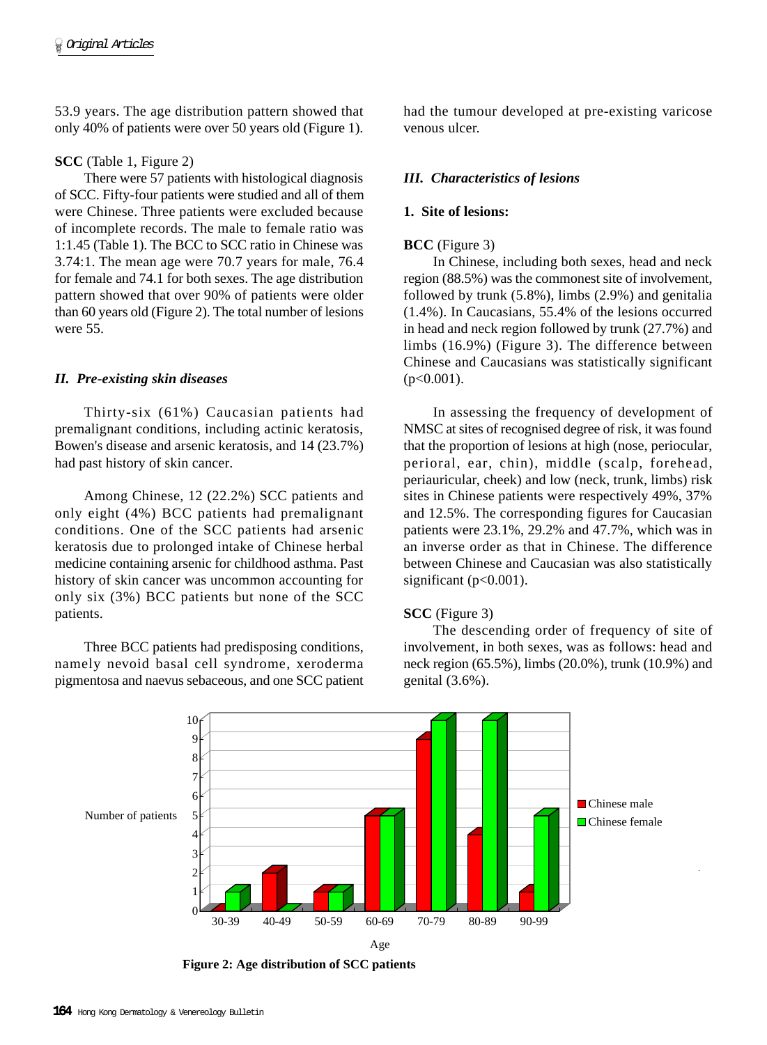53.9 years. The age distribution pattern showed that only 40% of patients were over 50 years old (Figure 1).

**SCC** (Table 1, Figure 2)

There were 57 patients with histological diagnosis of SCC. Fifty-four patients were studied and all of them were Chinese. Three patients were excluded because of incomplete records. The male to female ratio was 1:1.45 (Table 1). The BCC to SCC ratio in Chinese was 3.74:1. The mean age were 70.7 years for male, 76.4 for female and 74.1 for both sexes. The age distribution pattern showed that over 90% of patients were older than 60 years old (Figure 2). The total number of lesions were 55.

### *II. Pre-existing skin diseases*

Thirty-six (61%) Caucasian patients had premalignant conditions, including actinic keratosis, Bowen's disease and arsenic keratosis, and 14 (23.7%) had past history of skin cancer.

Among Chinese, 12 (22.2%) SCC patients and only eight (4%) BCC patients had premalignant conditions. One of the SCC patients had arsenic keratosis due to prolonged intake of Chinese herbal medicine containing arsenic for childhood asthma. Past history of skin cancer was uncommon accounting for only six (3%) BCC patients but none of the SCC patients.

Three BCC patients had predisposing conditions, namely nevoid basal cell syndrome, xeroderma pigmentosa and naevus sebaceous, and one SCC patient had the tumour developed at pre-existing varicose venous ulcer.

### *III. Characteristics of lesions*

#### 1. Site of lesions:

**BCC** (Figure 3)

In Chinese, including both sexes, head and neck region (88.5%) was the commonest site of involvement, followed by trunk (5.8%), limbs (2.9%) and genitalia (1.4%). In Caucasians, 55.4% of the lesions occurred in head and neck region followed by trunk (27.7%) and limbs (16.9%) (Figure 3). The difference between Chinese and Caucasians was statistically significant ($p<0.001$).

In assessing the frequency of development of NMSC at sites of recognised degree of risk, it was found that the proportion of lesions at high (nose, periocular, perioral, ear, chin), middle (scalp, forehead, periauricular, cheek) and low (neck, trunk, limbs) risk sites in Chinese patients were respectively 49%, 37% and 12.5%. The corresponding figures for Caucasian patients were 23.1%, 29.2% and 47.7%, which was in an inverse order as that in Chinese. The difference between Chinese and Caucasian was also statistically significant ($p<0.001$).

**SCC** (Figure 3)

The descending order of frequency of site of involvement, in both sexes, was as follows: head and neck region (65.5%), limbs (20.0%), trunk (10.9%) and genital (3.6%).

**Figure 2: Age distribution of SCC patients**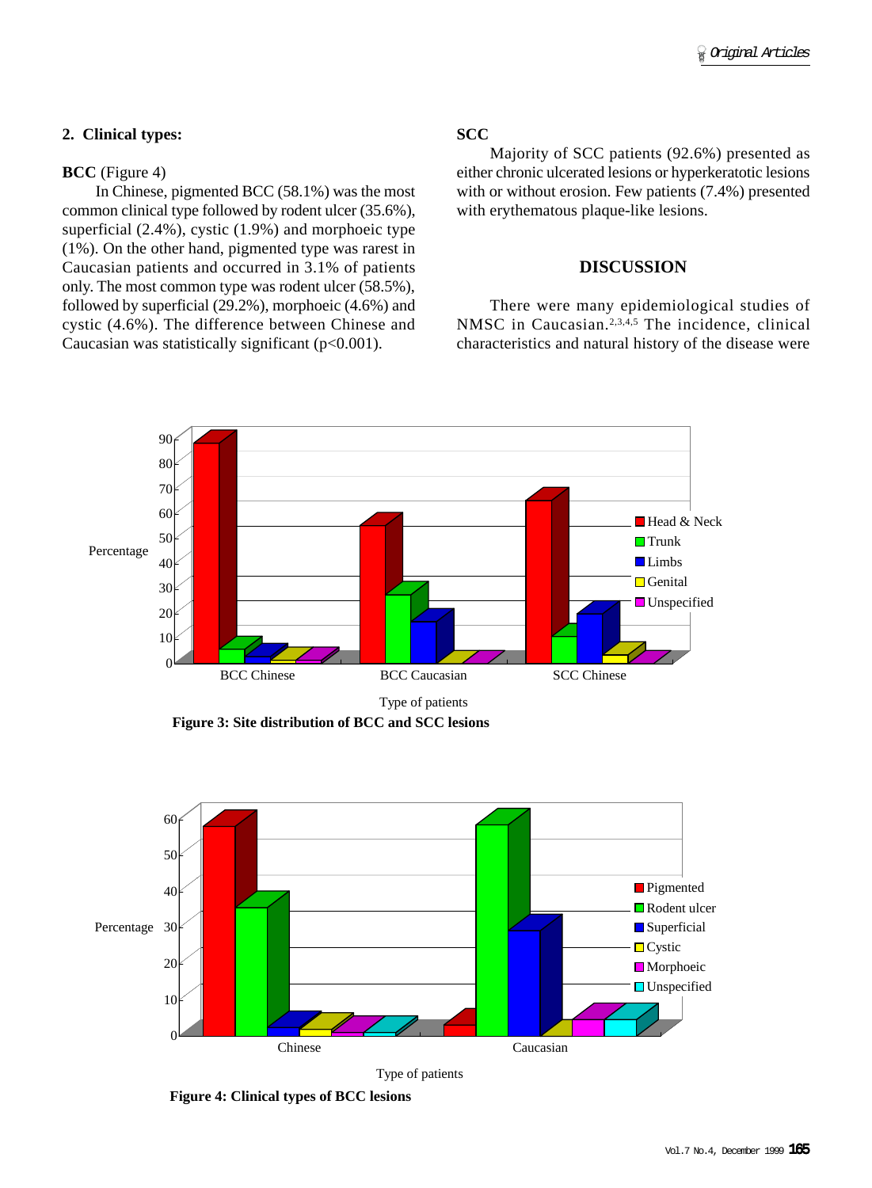### 2. Clinical types:

**BCC** (Figure 4)

In Chinese, pigmented BCC (58.1%) was the most common clinical type followed by rodent ulcer (35.6%), superficial (2.4%), cystic (1.9%) and morphoeic type (1%). On the other hand, pigmented type was rarest in Caucasian patients and occurred in 3.1% of patients only. The most common type was rodent ulcer (58.5%), followed by superficial (29.2%), morphoeic (4.6%) and cystic (4.6%). The difference between Chinese and Caucasian was statistically significant (p<0.001).

**SCC**

Majority of SCC patients (92.6%) presented as either chronic ulcerated lesions or hyperkeratotic lesions with or without erosion. Few patients (7.4%) presented with erythematous plaque-like lesions.

## DISCUSSION

There were many epidemiological studies of NMSC in Caucasian.[2,3,4,5] The incidence, clinical characteristics and natural history of the disease were

**Figure 3: Site distribution of BCC and SCC lesions**

**Figure 4: Clinical types of BCC lesions**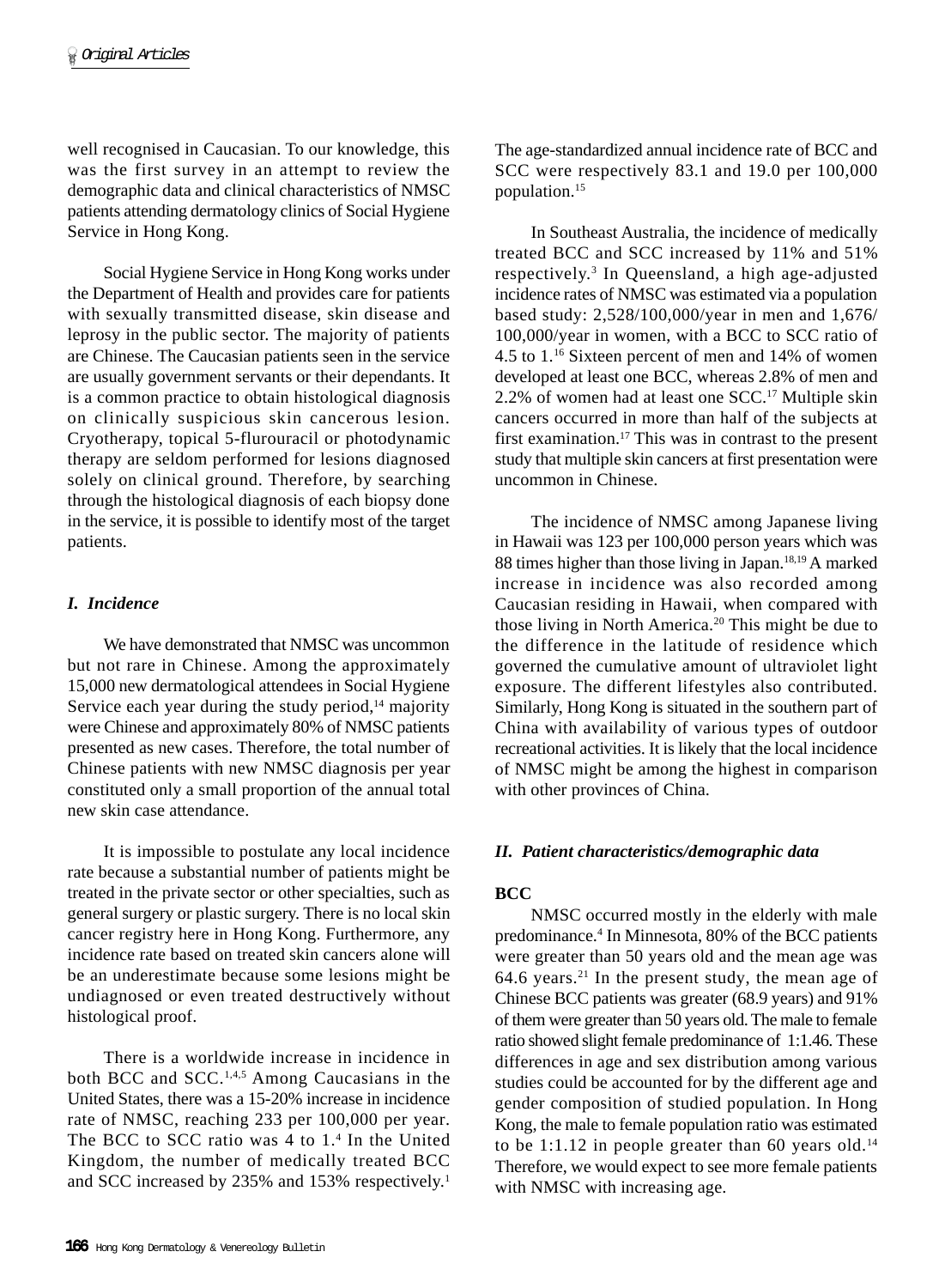well recognised in Caucasian. To our knowledge, this was the first survey in an attempt to review the demographic data and clinical characteristics of NMSC patients attending dermatology clinics of Social Hygiene Service in Hong Kong.

Social Hygiene Service in Hong Kong works under the Department of Health and provides care for patients with sexually transmitted disease, skin disease and leprosy in the public sector. The majority of patients are Chinese. The Caucasian patients seen in the service are usually government servants or their dependants. It is a common practice to obtain histological diagnosis on clinically suspicious skin cancerous lesion. Cryotherapy, topical 5-flurouracil or photodynamic therapy are seldom performed for lesions diagnosed solely on clinical ground. Therefore, by searching through the histological diagnosis of each biopsy done in the service, it is possible to identify most of the target patients.

### *I. Incidence*

We have demonstrated that NMSC was uncommon but not rare in Chinese. Among the approximately 15,000 new dermatological attendees in Social Hygiene Service each year during the study period,[14] majority were Chinese and approximately 80% of NMSC patients presented as new cases. Therefore, the total number of Chinese patients with new NMSC diagnosis per year constituted only a small proportion of the annual total new skin case attendance.

It is impossible to postulate any local incidence rate because a substantial number of patients might be treated in the private sector or other specialties, such as general surgery or plastic surgery. There is no local skin cancer registry here in Hong Kong. Furthermore, any incidence rate based on treated skin cancers alone will be an underestimate because some lesions might be undiagnosed or even treated destructively without histological proof.

There is a worldwide increase in incidence in both BCC and SCC.[1,4,5] Among Caucasians in the United States, there was a 15-20% increase in incidence rate of NMSC, reaching 233 per 100,000 per year. The BCC to SCC ratio was 4 to 1.[4] In the United Kingdom, the number of medically treated BCC and SCC increased by 235% and 153% respectively.[1] The age-standardized annual incidence rate of BCC and SCC were respectively 83.1 and 19.0 per 100,000 population.[15]

In Southeast Australia, the incidence of medically treated BCC and SCC increased by 11% and 51% respectively.[3] In Queensland, a high age-adjusted incidence rates of NMSC was estimated via a population based study: 2,528/100,000/year in men and 1,676/100,000/year in women, with a BCC to SCC ratio of 4.5 to 1.[16] Sixteen percent of men and 14% of women developed at least one BCC, whereas 2.8% of men and 2.2% of women had at least one SCC.[17] Multiple skin cancers occurred in more than half of the subjects at first examination.[17] This was in contrast to the present study that multiple skin cancers at first presentation were uncommon in Chinese.

The incidence of NMSC among Japanese living in Hawaii was 123 per 100,000 person years which was 88 times higher than those living in Japan.[18,19] A marked increase in incidence was also recorded among Caucasian residing in Hawaii, when compared with those living in North America.[20] This might be due to the difference in the latitude of residence which governed the cumulative amount of ultraviolet light exposure. The different lifestyles also contributed. Similarly, Hong Kong is situated in the southern part of China with availability of various types of outdoor recreational activities. It is likely that the local incidence of NMSC might be among the highest in comparison with other provinces of China.

### *II. Patient characteristics/demographic data*

**BCC**

NMSC occurred mostly in the elderly with male predominance.[4] In Minnesota, 80% of the BCC patients were greater than 50 years old and the mean age was 64.6 years.[21] In the present study, the mean age of Chinese BCC patients was greater (68.9 years) and 91% of them were greater than 50 years old. The male to female ratio showed slight female predominance of 1:1.46. These differences in age and sex distribution among various studies could be accounted for by the different age and gender composition of studied population. In Hong Kong, the male to female population ratio was estimated to be 1:1.12 in people greater than 60 years old.[14] Therefore, we would expect to see more female patients with NMSC with increasing age.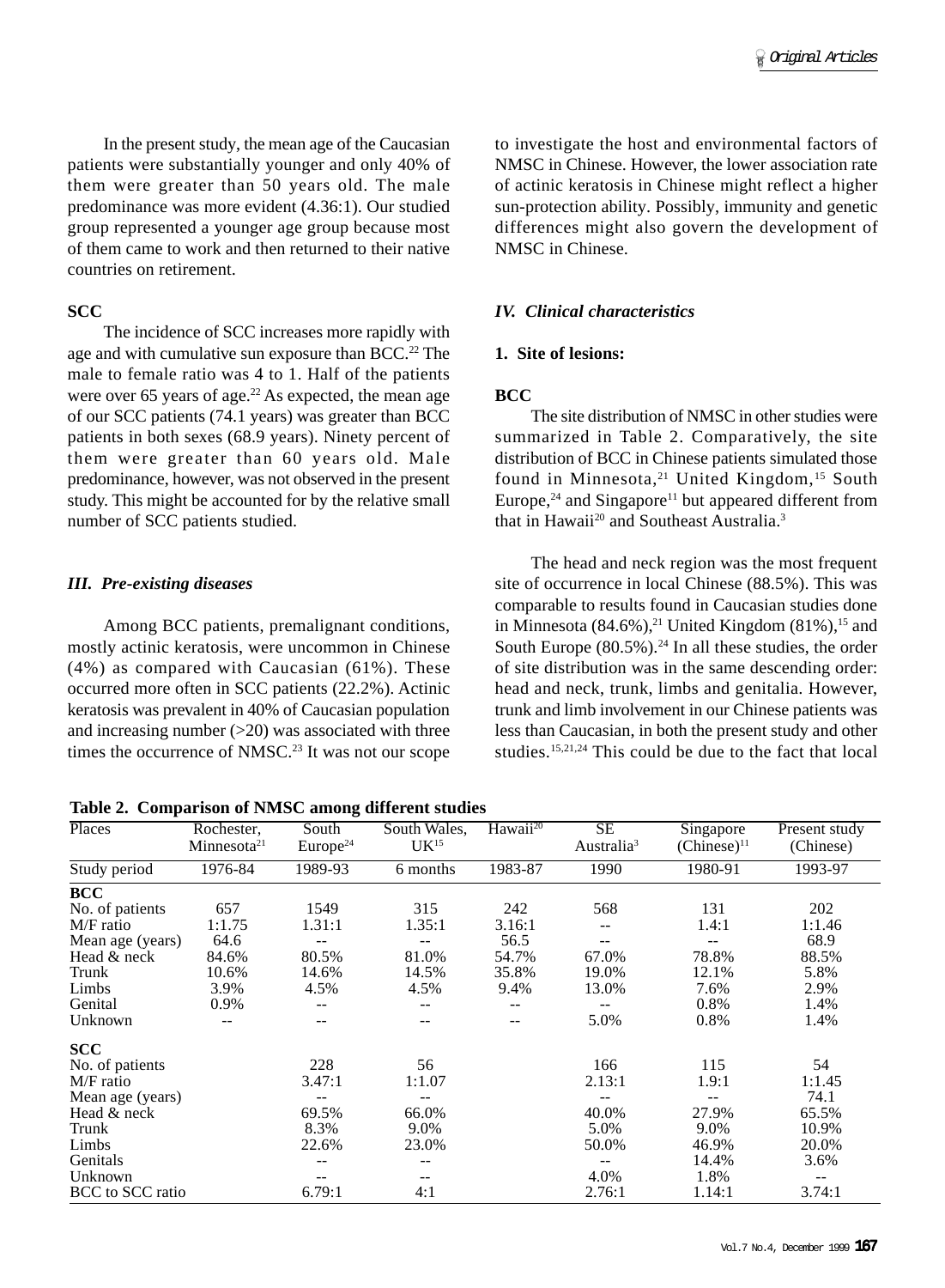In the present study, the mean age of the Caucasian patients were substantially younger and only 40% of them were greater than 50 years old. The male predominance was more evident (4.36:1). Our studied group represented a younger age group because most of them came to work and then returned to their native countries on retirement.

**SCC**

The incidence of SCC increases more rapidly with age and with cumulative sun exposure than BCC.[22] The male to female ratio was 4 to 1. Half of the patients were over 65 years of age.[22] As expected, the mean age of our SCC patients (74.1 years) was greater than BCC patients in both sexes (68.9 years). Ninety percent of them were greater than 60 years old. Male predominance, however, was not observed in the present study. This might be accounted for by the relative small number of SCC patients studied.

### *III. Pre-existing diseases*

Among BCC patients, premalignant conditions, mostly actinic keratosis, were uncommon in Chinese (4%) as compared with Caucasian (61%). These occurred more often in SCC patients (22.2%). Actinic keratosis was prevalent in 40% of Caucasian population and increasing number (>20) was associated with three times the occurrence of NMSC.[23] It was not our scope to investigate the host and environmental factors of NMSC in Chinese. However, the lower association rate of actinic keratosis in Chinese might reflect a higher sun-protection ability. Possibly, immunity and genetic differences might also govern the development of NMSC in Chinese.

### *IV. Clinical characteristics*

**1. Site of lesions:**

**BCC**

The site distribution of NMSC in other studies were summarized in Table 2. Comparatively, the site distribution of BCC in Chinese patients simulated those found in Minnesota,[21] United Kingdom,[15] South Europe,[24] and Singapore[11] but appeared different from that in Hawaii[20] and Southeast Australia.[3]

The head and neck region was the most frequent site of occurrence in local Chinese (88.5%). This was comparable to results found in Caucasian studies done in Minnesota (84.6%),[21] United Kingdom (81%),[15] and South Europe (80.5%).[24] In all these studies, the order of site distribution was in the same descending order: head and neck, trunk, limbs and genitalia. However, trunk and limb involvement in our Chinese patients was less than Caucasian, in both the present study and other studies.[15,21,24] This could be due to the fact that local

**Table 2. Comparison of NMSC among different studies**

| Places | Rochester, Minnesota[21] | South Europe[24] | South Wales, UK[15] | Hawaii[20] | SE Australia[3] | Singapore (Chinese)[11] | Present study (Chinese) |
|---|---|---|---|---|---|---|---|
| Study period | 1976-84 | 1989-93 | 6 months | 1983-87 | 1990 | 1980-91 | 1993-97 |
| **BCC** | | | | | | | |
| No. of patients | 657 | 1549 | 315 | 242 | 568 | 131 | 202 |
| M/F ratio | 1:1.75 | 1.31:1 | 1.35:1 | 3.16:1 | -- | 1.4:1 | 1:1.46 |
| Mean age (years) | 64.6 | -- | -- | 56.5 | -- | -- | 68.9 |
| Head & neck | 84.6% | 80.5% | 81.0% | 54.7% | 67.0% | 78.8% | 88.5% |
| Trunk | 10.6% | 14.6% | 14.5% | 35.8% | 19.0% | 12.1% | 5.8% |
| Limbs | 3.9% | 4.5% | 4.5% | 9.4% | 13.0% | 7.6% | 2.9% |
| Genital | 0.9% | -- | -- | -- | -- | 0.8% | 1.4% |
| Unknown | -- | -- | -- | -- | 5.0% | 0.8% | 1.4% |
| **SCC** | | | | | | | |
| No. of patients | | 228 | 56 | | 166 | 115 | 54 |
| M/F ratio | | 3.47:1 | 1:1.07 | | 2.13:1 | 1.9:1 | 1:1.45 |
| Mean age (years) | | -- | -- | | -- | -- | 74.1 |
| Head & neck | | 69.5% | 66.0% | | 40.0% | 27.9% | 65.5% |
| Trunk | | 8.3% | 9.0% | | 5.0% | 9.0% | 10.9% |
| Limbs | | 22.6% | 23.0% | | 50.0% | 46.9% | 20.0% |
| Genitals | | -- | -- | | -- | 14.4% | 3.6% |
| Unknown | | -- | -- | | 4.0% | 1.8% | -- |
| BCC to SCC ratio | | 6.79:1 | 4:1 | | 2.76:1 | 1.14:1 | 3.74:1 |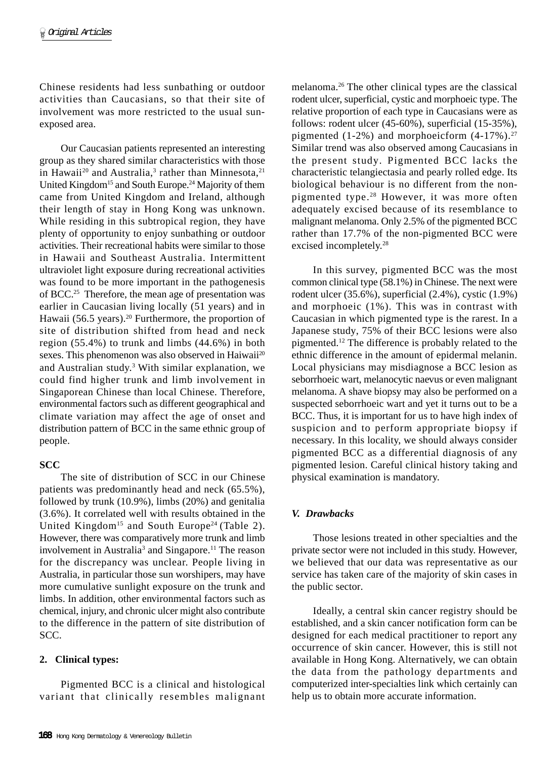Chinese residents had less sunbathing or outdoor activities than Caucasians, so that their site of involvement was more restricted to the usual sun-exposed area.

Our Caucasian patients represented an interesting group as they shared similar characteristics with those in Hawaii[20] and Australia,[3] rather than Minnesota,[21] United Kingdom[15] and South Europe.[24] Majority of them came from United Kingdom and Ireland, although their length of stay in Hong Kong was unknown. While residing in this subtropical region, they have plenty of opportunity to enjoy sunbathing or outdoor activities. Their recreational habits were similar to those in Hawaii and Southeast Australia. Intermittent ultraviolet light exposure during recreational activities was found to be more important in the pathogenesis of BCC.[25] Therefore, the mean age of presentation was earlier in Caucasian living locally (51 years) and in Hawaii (56.5 years).[20] Furthermore, the proportion of site of distribution shifted from head and neck region (55.4%) to trunk and limbs (44.6%) in both sexes. This phenomenon was also observed in Haiwaii[20] and Australian study.[3] With similar explanation, we could find higher trunk and limb involvement in Singaporean Chinese than local Chinese. Therefore, environmental factors such as different geographical and climate variation may affect the age of onset and distribution pattern of BCC in the same ethnic group of people.

**SCC**

The site of distribution of SCC in our Chinese patients was predominantly head and neck (65.5%), followed by trunk (10.9%), limbs (20%) and genitalia (3.6%). It correlated well with results obtained in the United Kingdom[15] and South Europe[24] (Table 2). However, there was comparatively more trunk and limb involvement in Australia[3] and Singapore.[11] The reason for the discrepancy was unclear. People living in Australia, in particular those sun worshipers, may have more cumulative sunlight exposure on the trunk and limbs. In addition, other environmental factors such as chemical, injury, and chronic ulcer might also contribute to the difference in the pattern of site distribution of SCC.

**2. Clinical types:**

Pigmented BCC is a clinical and histological variant that clinically resembles malignant melanoma.[26] The other clinical types are the classical rodent ulcer, superficial, cystic and morphoeic type. The relative proportion of each type in Caucasians were as follows: rodent ulcer (45-60%), superficial (15-35%), pigmented (1-2%) and morphoeicform (4-17%).[27] Similar trend was also observed among Caucasians in the present study. Pigmented BCC lacks the characteristic telangiectasia and pearly rolled edge. Its biological behaviour is no different from the non-pigmented type.[28] However, it was more often adequately excised because of its resemblance to malignant melanoma. Only 2.5% of the pigmented BCC rather than 17.7% of the non-pigmented BCC were excised incompletely.[28]

In this survey, pigmented BCC was the most common clinical type (58.1%) in Chinese. The next were rodent ulcer (35.6%), superficial (2.4%), cystic (1.9%) and morphoeic (1%). This was in contrast with Caucasian in which pigmented type is the rarest. In a Japanese study, 75% of their BCC lesions were also pigmented.[12] The difference is probably related to the ethnic difference in the amount of epidermal melanin. Local physicians may misdiagnose a BCC lesion as seborrhoeic wart, melanocytic naevus or even malignant melanoma. A shave biopsy may also be performed on a suspected seborrhoeic wart and yet it turns out to be a BCC. Thus, it is important for us to have high index of suspicion and to perform appropriate biopsy if necessary. In this locality, we should always consider pigmented BCC as a differential diagnosis of any pigmented lesion. Careful clinical history taking and physical examination is mandatory.

### *V. Drawbacks*

Those lesions treated in other specialties and the private sector were not included in this study. However, we believed that our data was representative as our service has taken care of the majority of skin cases in the public sector.

Ideally, a central skin cancer registry should be established, and a skin cancer notification form can be designed for each medical practitioner to report any occurrence of skin cancer. However, this is still not available in Hong Kong. Alternatively, we can obtain the data from the pathology departments and computerized inter-specialties link which certainly can help us to obtain more accurate information.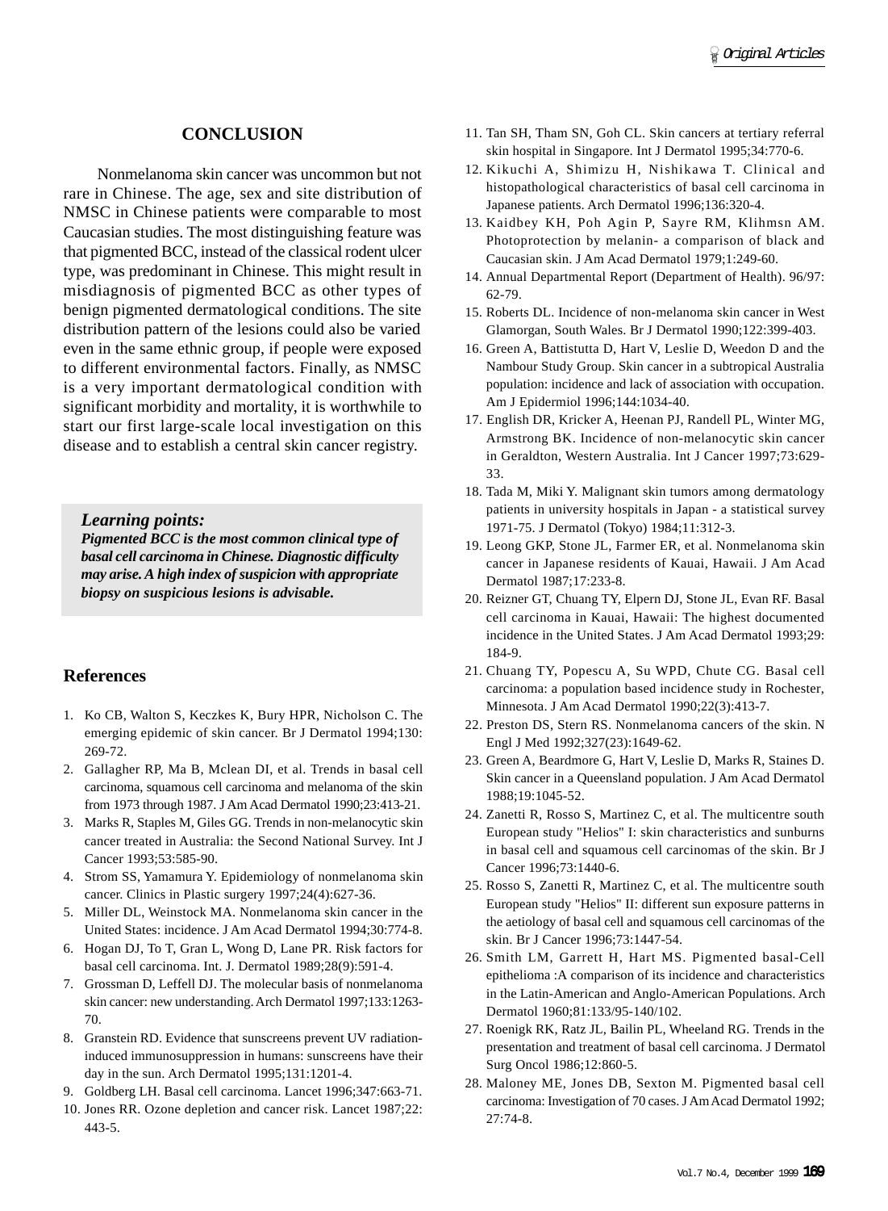## CONCLUSION

Nonmelanoma skin cancer was uncommon but not rare in Chinese. The age, sex and site distribution of NMSC in Chinese patients were comparable to most Caucasian studies. The most distinguishing feature was that pigmented BCC, instead of the classical rodent ulcer type, was predominant in Chinese. This might result in misdiagnosis of pigmented BCC as other types of benign pigmented dermatological conditions. The site distribution pattern of the lesions could also be varied even in the same ethnic group, if people were exposed to different environmental factors. Finally, as NMSC is a very important dermatological condition with significant morbidity and mortality, it is worthwhile to start our first large-scale local investigation on this disease and to establish a central skin cancer registry.

> ***Learning points:***
> ***Pigmented BCC is the most common clinical type of basal cell carcinoma in Chinese. Diagnostic difficulty may arise. A high index of suspicion with appropriate biopsy on suspicious lesions is advisable.***

## References

1. Ko CB, Walton S, Keczkes K, Bury HPR, Nicholson C. The emerging epidemic of skin cancer. Br J Dermatol 1994;130: 269-72.
2. Gallagher RP, Ma B, Mclean DI, et al. Trends in basal cell carcinoma, squamous cell carcinoma and melanoma of the skin from 1973 through 1987. J Am Acad Dermatol 1990;23:413-21.
3. Marks R, Staples M, Giles GG. Trends in non-melanocytic skin cancer treated in Australia: the Second National Survey. Int J Cancer 1993;53:585-90.
4. Strom SS, Yamamura Y. Epidemiology of nonmelanoma skin cancer. Clinics in Plastic surgery 1997;24(4):627-36.
5. Miller DL, Weinstock MA. Nonmelanoma skin cancer in the United States: incidence. J Am Acad Dermatol 1994;30:774-8.
6. Hogan DJ, To T, Gran L, Wong D, Lane PR. Risk factors for basal cell carcinoma. Int. J. Dermatol 1989;28(9):591-4.
7. Grossman D, Leffell DJ. The molecular basis of nonmelanoma skin cancer: new understanding. Arch Dermatol 1997;133:1263-70.
8. Granstein RD. Evidence that sunscreens prevent UV radiation-induced immunosuppression in humans: sunscreens have their day in the sun. Arch Dermatol 1995;131:1201-4.
9. Goldberg LH. Basal cell carcinoma. Lancet 1996;347:663-71.
10. Jones RR. Ozone depletion and cancer risk. Lancet 1987;22: 443-5.
11. Tan SH, Tham SN, Goh CL. Skin cancers at tertiary referral skin hospital in Singapore. Int J Dermatol 1995;34:770-6.
12. Kikuchi A, Shimizu H, Nishikawa T. Clinical and histopathological characteristics of basal cell carcinoma in Japanese patients. Arch Dermatol 1996;136:320-4.
13. Kaidbey KH, Poh Agin P, Sayre RM, Klihmsn AM. Photoprotection by melanin- a comparison of black and Caucasian skin. J Am Acad Dermatol 1979;1:249-60.
14. Annual Departmental Report (Department of Health). 96/97: 62-79.
15. Roberts DL. Incidence of non-melanoma skin cancer in West Glamorgan, South Wales. Br J Dermatol 1990;122:399-403.
16. Green A, Battistutta D, Hart V, Leslie D, Weedon D and the Nambour Study Group. Skin cancer in a subtropical Australia population: incidence and lack of association with occupation. Am J Epidermiol 1996;144:1034-40.
17. English DR, Kricker A, Heenan PJ, Randell PL, Winter MG, Armstrong BK. Incidence of non-melanocytic skin cancer in Geraldton, Western Australia. Int J Cancer 1997;73:629-33.
18. Tada M, Miki Y. Malignant skin tumors among dermatology patients in university hospitals in Japan - a statistical survey 1971-75. J Dermatol (Tokyo) 1984;11:312-3.
19. Leong GKP, Stone JL, Farmer ER, et al. Nonmelanoma skin cancer in Japanese residents of Kauai, Hawaii. J Am Acad Dermatol 1987;17:233-8.
20. Reizner GT, Chuang TY, Elpern DJ, Stone JL, Evan RF. Basal cell carcinoma in Kauai, Hawaii: The highest documented incidence in the United States. J Am Acad Dermatol 1993;29: 184-9.
21. Chuang TY, Popescu A, Su WPD, Chute CG. Basal cell carcinoma: a population based incidence study in Rochester, Minnesota. J Am Acad Dermatol 1990;22(3):413-7.
22. Preston DS, Stern RS. Nonmelanoma cancers of the skin. N Engl J Med 1992;327(23):1649-62.
23. Green A, Beardmore G, Hart V, Leslie D, Marks R, Staines D. Skin cancer in a Queensland population. J Am Acad Dermatol 1988;19:1045-52.
24. Zanetti R, Rosso S, Martinez C, et al. The multicentre south European study "Helios" I: skin characteristics and sunburns in basal cell and squamous cell carcinomas of the skin. Br J Cancer 1996;73:1440-6.
25. Rosso S, Zanetti R, Martinez C, et al. The multicentre south European study "Helios" II: different sun exposure patterns in the aetiology of basal cell and squamous cell carcinomas of the skin. Br J Cancer 1996;73:1447-54.
26. Smith LM, Garrett H, Hart MS. Pigmented basal-Cell epithelioma :A comparison of its incidence and characteristics in the Latin-American and Anglo-American Populations. Arch Dermatol 1960;81:133/95-140/102.
27. Roenigk RK, Ratz JL, Bailin PL, Wheeland RG. Trends in the presentation and treatment of basal cell carcinoma. J Dermatol Surg Oncol 1986;12:860-5.
28. Maloney ME, Jones DB, Sexton M. Pigmented basal cell carcinoma: Investigation of 70 cases. J Am Acad Dermatol 1992; 27:74-8.